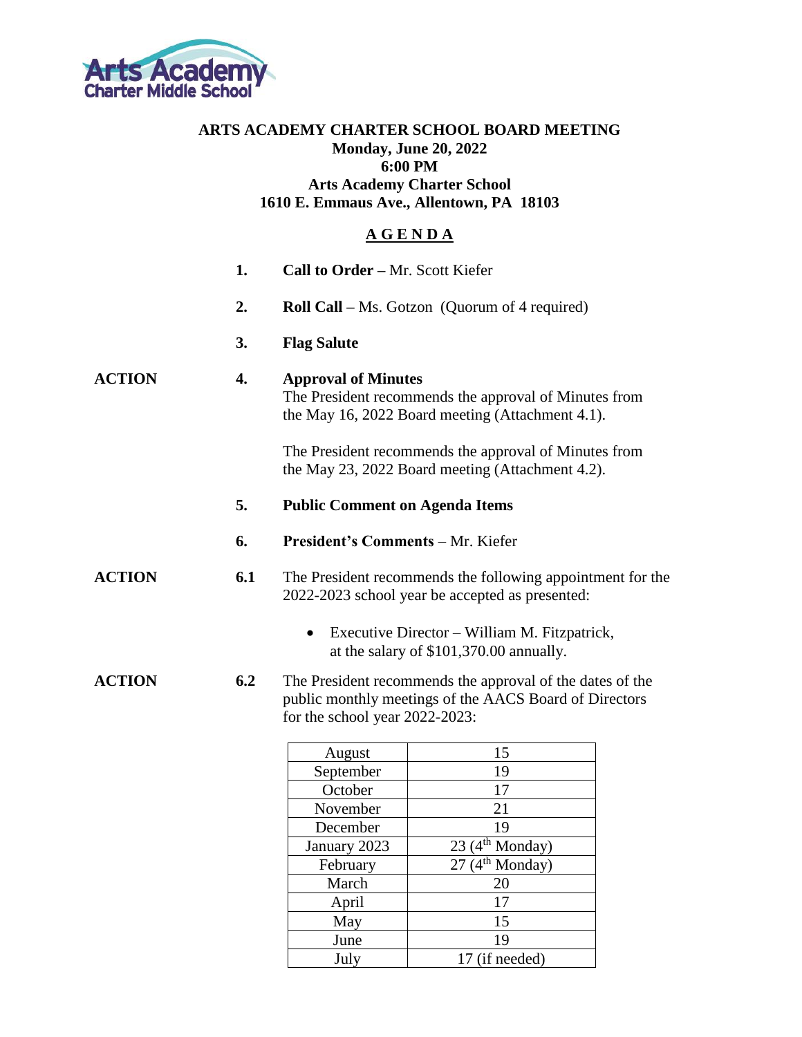Arts Academy Charter Middle School

# ARTS ACADEMY CHARTER SCHOOL BOARD MEETING

**Monday, June 20, 2022**
**6:00 PM**
**Arts Academy Charter School**
**1610 E. Emmaus Ave., Allentown, PA 18103**

## A G E N D A

1. **Call to Order –** Mr. Scott Kiefer

2. **Roll Call –** Ms. Gotzon (Quorum of 4 required)

3. **Flag Salute**

**ACTION** 4. **Approval of Minutes**
The President recommends the approval of Minutes from the May 16, 2022 Board meeting (Attachment 4.1).

The President recommends the approval of Minutes from the May 23, 2022 Board meeting (Attachment 4.2).

5. **Public Comment on Agenda Items**

6. **President's Comments** – Mr. Kiefer

**ACTION** 6.1 The President recommends the following appointment for the 2022-2023 school year be accepted as presented:

- Executive Director – William M. Fitzpatrick, at the salary of $101,370.00 annually.

**ACTION** 6.2 The President recommends the approval of the dates of the public monthly meetings of the AACS Board of Directors for the school year 2022-2023:

| Month | Date |
|---|---|
| August | 15 |
| September | 19 |
| October | 17 |
| November | 21 |
| December | 19 |
| January 2023 | 23 (4th Monday) |
| February | 27 (4th Monday) |
| March | 20 |
| April | 17 |
| May | 15 |
| June | 19 |
| July | 17 (if needed) |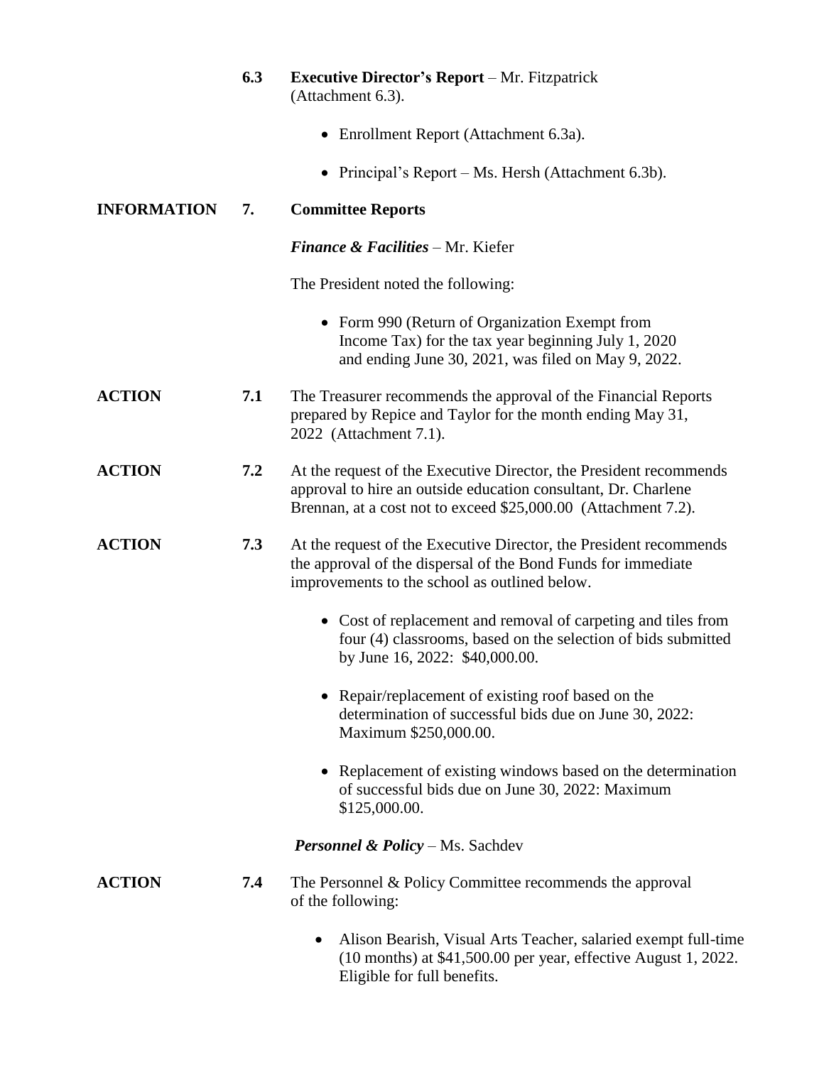**6.3** **Executive Director's Report** – Mr. Fitzpatrick (Attachment 6.3).

- Enrollment Report (Attachment 6.3a).
- Principal's Report – Ms. Hersh (Attachment 6.3b).

**INFORMATION** **7.** **Committee Reports**

***Finance & Facilities*** – Mr. Kiefer

The President noted the following:

- Form 990 (Return of Organization Exempt from Income Tax) for the tax year beginning July 1, 2020 and ending June 30, 2021, was filed on May 9, 2022.

**ACTION** **7.1** The Treasurer recommends the approval of the Financial Reports prepared by Repice and Taylor for the month ending May 31, 2022 (Attachment 7.1).

**ACTION** **7.2** At the request of the Executive Director, the President recommends approval to hire an outside education consultant, Dr. Charlene Brennan, at a cost not to exceed $25,000.00 (Attachment 7.2).

**ACTION** **7.3** At the request of the Executive Director, the President recommends the approval of the dispersal of the Bond Funds for immediate improvements to the school as outlined below.

- Cost of replacement and removal of carpeting and tiles from four (4) classrooms, based on the selection of bids submitted by June 16, 2022: $40,000.00.
- Repair/replacement of existing roof based on the determination of successful bids due on June 30, 2022: Maximum $250,000.00.
- Replacement of existing windows based on the determination of successful bids due on June 30, 2022: Maximum $125,000.00.

***Personnel & Policy*** – Ms. Sachdev

**ACTION** **7.4** The Personnel & Policy Committee recommends the approval of the following:

- Alison Bearish, Visual Arts Teacher, salaried exempt full-time (10 months) at $41,500.00 per year, effective August 1, 2022. Eligible for full benefits.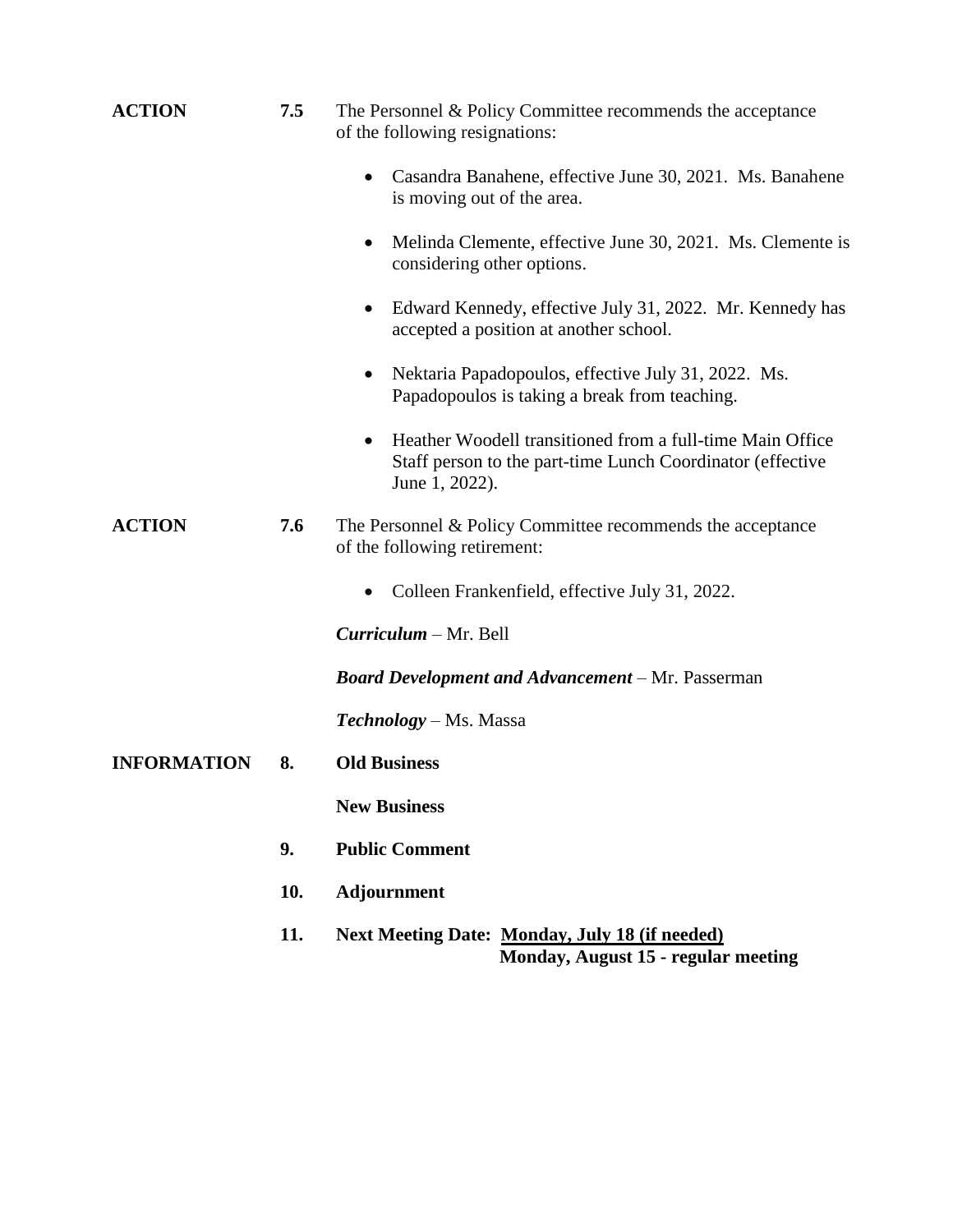**ACTION** **7.5** The Personnel & Policy Committee recommends the acceptance of the following resignations:

- Casandra Banahene, effective June 30, 2021. Ms. Banahene is moving out of the area.
- Melinda Clemente, effective June 30, 2021. Ms. Clemente is considering other options.
- Edward Kennedy, effective July 31, 2022. Mr. Kennedy has accepted a position at another school.
- Nektaria Papadopoulos, effective July 31, 2022. Ms. Papadopoulos is taking a break from teaching.
- Heather Woodell transitioned from a full-time Main Office Staff person to the part-time Lunch Coordinator (effective June 1, 2022).

**ACTION** **7.6** The Personnel & Policy Committee recommends the acceptance of the following retirement:

- Colleen Frankenfield, effective July 31, 2022.

***Curriculum*** – Mr. Bell

***Board Development and Advancement*** – Mr. Passerman

***Technology*** – Ms. Massa

**INFORMATION** **8. Old Business**

**New Business**

**9. Public Comment**

**10. Adjournment**

**11. Next Meeting Date: <u>Monday, July 18 (if needed)</u>**
**Monday, August 15 - regular meeting**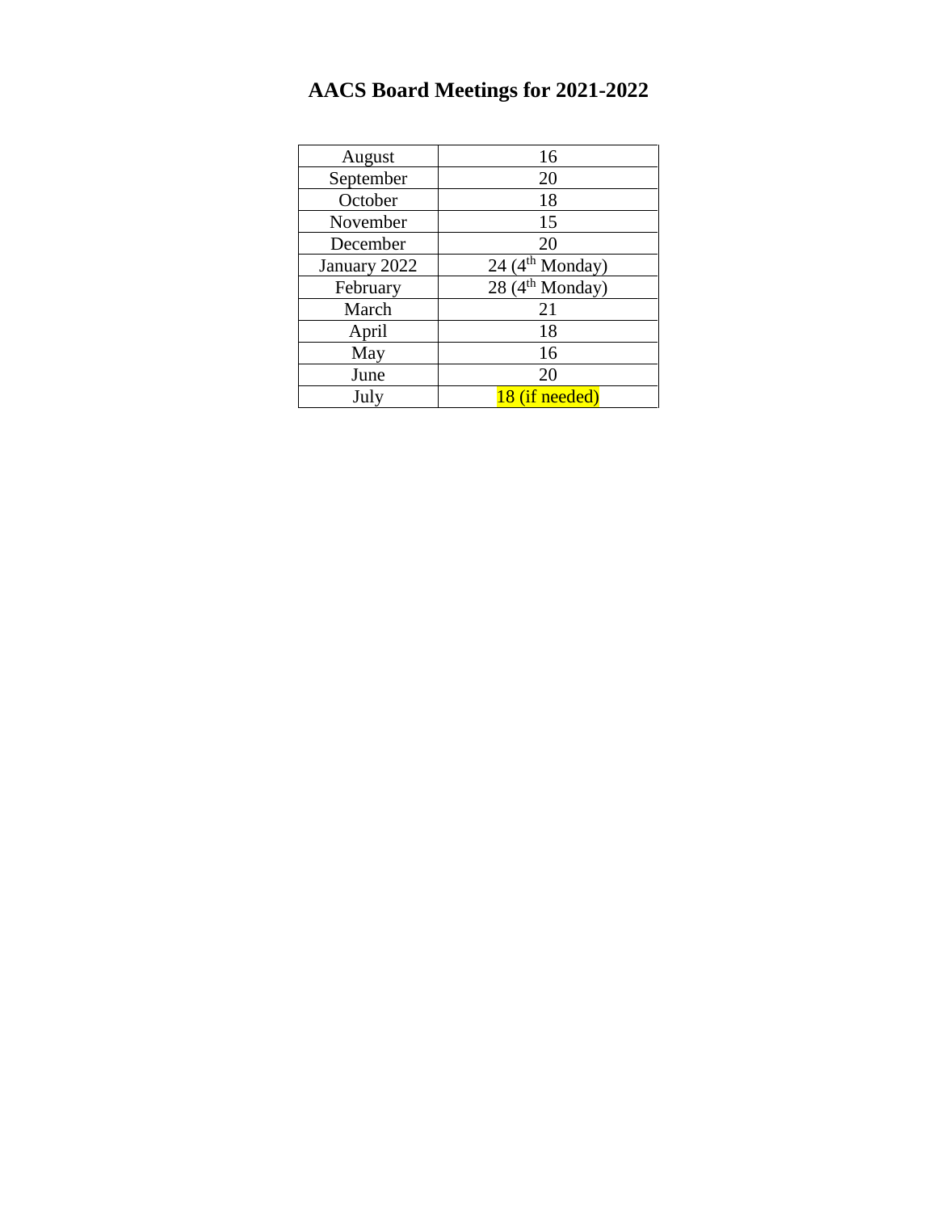# AACS Board Meetings for 2021-2022

| | |
|---|---|
| August | 16 |
| September | 20 |
| October | 18 |
| November | 15 |
| December | 20 |
| January 2022 | 24 ($4^{th}$ Monday) |
| February | 28 ($4^{th}$ Monday) |
| March | 21 |
| April | 18 |
| May | 16 |
| June | 20 |
| July | 18 (if needed) |